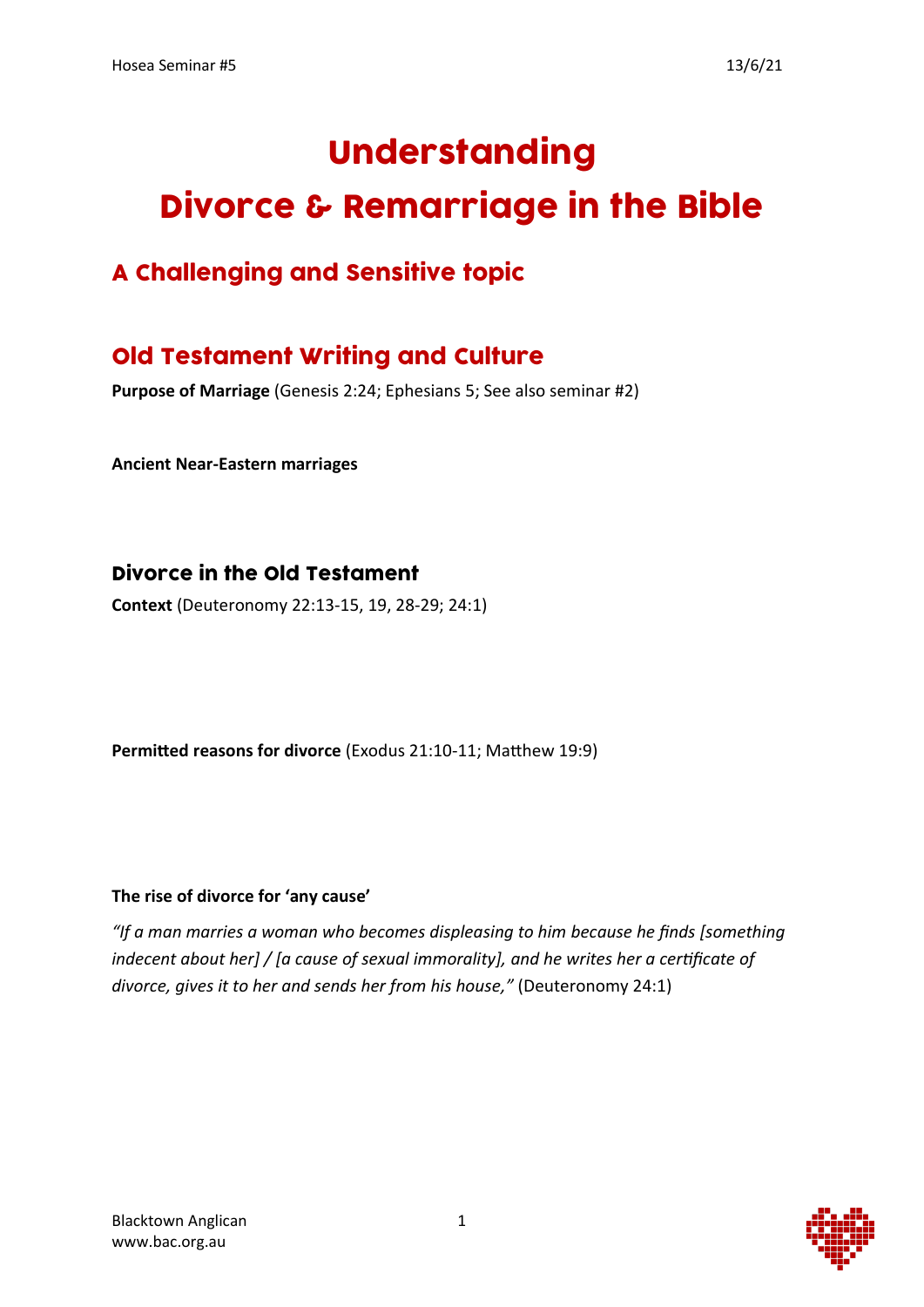# Understanding Divorce & Remarriage in the Bible

## A Challenging and Sensitive topic

## Old Testament Writing and Culture

**Purpose of Marriage** (Genesis 2:24; Ephesians 5; See also seminar #2)

**Ancient Near-Eastern marriages**

### Divorce in the Old Testament

**Context** (Deuteronomy 22:13-15, 19, 28-29; 24:1)

**Permitted reasons for divorce** (Exodus 21:10-11; Matthew 19:9)

**The rise of divorce for 'any cause'**

*"If a man marries a woman who becomes displeasing to him because he finds [something indecent about her] / [a cause of sexual immorality], and he writes her a certificate of divorce, gives it to her and sends her from his house,"* (Deuteronomy 24:1)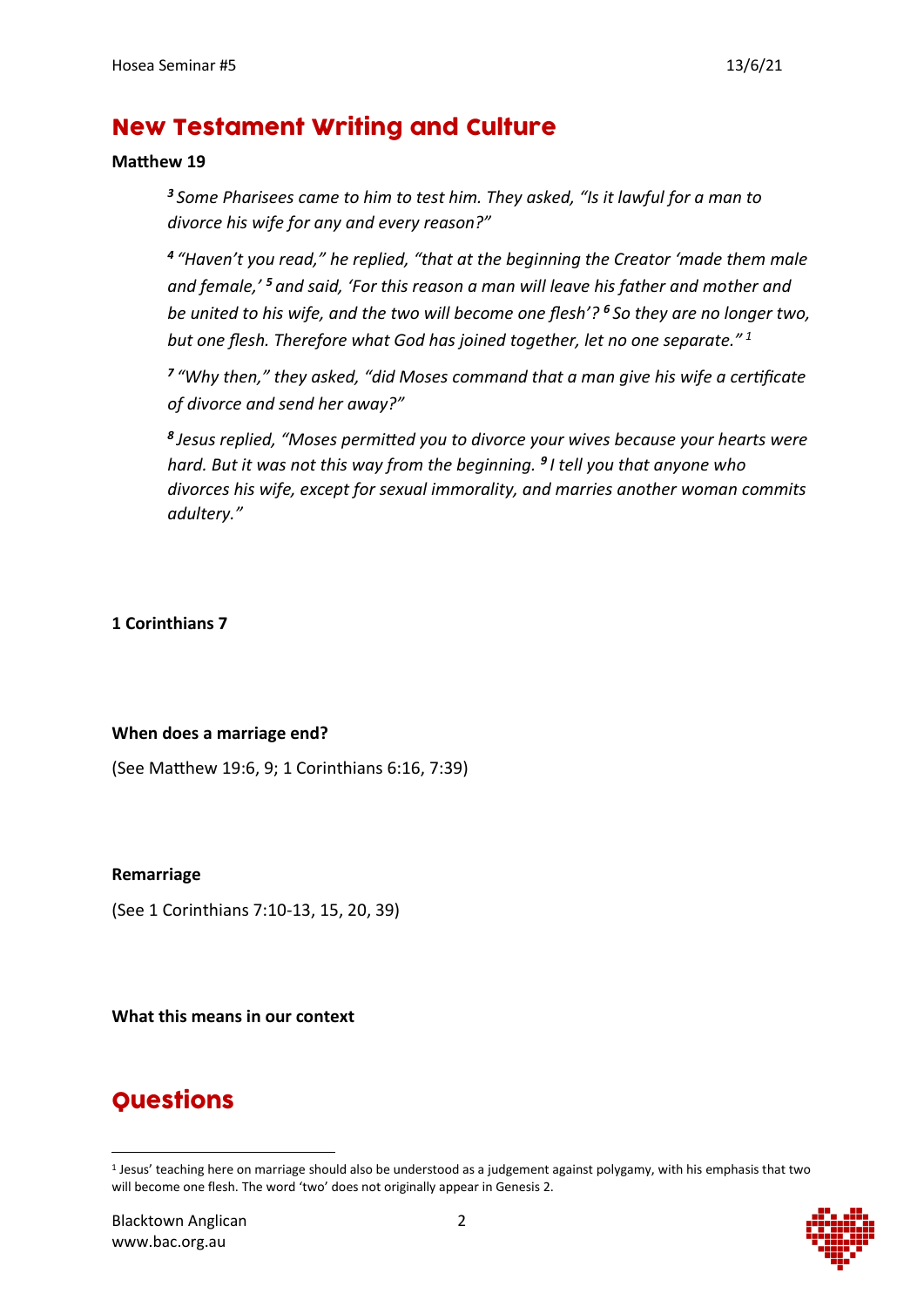# New Testament Writing and Culture

**Matthew 19**

> *[3] Some Pharisees came to him to test him. They asked, "Is it lawful for a man to divorce his wife for any and every reason?"*
>
> *[4] "Haven't you read," he replied, "that at the beginning the Creator 'made them male and female,' [5] and said, 'For this reason a man will leave his father and mother and be united to his wife, and the two will become one flesh'? [6] So they are no longer two, but one flesh. Therefore what God has joined together, let no one separate." [1]*
>
> *[7] "Why then," they asked, "did Moses command that a man give his wife a certificate of divorce and send her away?"*
>
> *[8] Jesus replied, "Moses permitted you to divorce your wives because your hearts were hard. But it was not this way from the beginning. [9] I tell you that anyone who divorces his wife, except for sexual immorality, and marries another woman commits adultery."*

**1 Corinthians 7**

**When does a marriage end?**

(See Matthew 19:6, 9; 1 Corinthians 6:16, 7:39)

**Remarriage**

(See 1 Corinthians 7:10-13, 15, 20, 39)

**What this means in our context**

# Questions

[1] Jesus' teaching here on marriage should also be understood as a judgement against polygamy, with his emphasis that two will become one flesh. The word 'two' does not originally appear in Genesis 2.